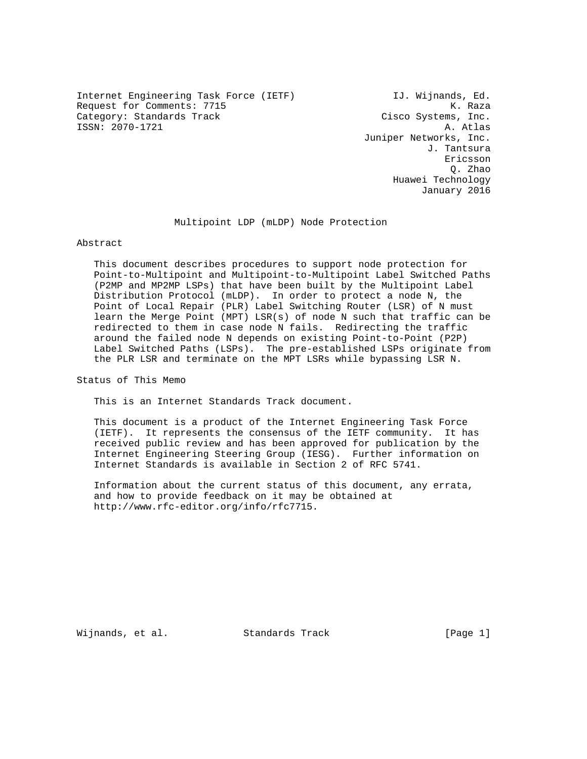Internet Engineering Task Force (IETF) IJ. Wijnands, Ed.
Request for Comments: 7715 K. Raza
Category: Standards Track Cisco Systems, Inc.
ISSN: 2070-1721 A. Atlas
Juniper Networks, Inc.
J. Tantsura
Ericsson
Q. Zhao
Huawei Technology
January 2016

# Multipoint LDP (mLDP) Node Protection

## Abstract

This document describes procedures to support node protection for Point-to-Multipoint and Multipoint-to-Multipoint Label Switched Paths (P2MP and MP2MP LSPs) that have been built by the Multipoint Label Distribution Protocol (mLDP). In order to protect a node N, the Point of Local Repair (PLR) Label Switching Router (LSR) of N must learn the Merge Point (MPT) LSR(s) of node N such that traffic can be redirected to them in case node N fails. Redirecting the traffic around the failed node N depends on existing Point-to-Point (P2P) Label Switched Paths (LSPs). The pre-established LSPs originate from the PLR LSR and terminate on the MPT LSRs while bypassing LSR N.

## Status of This Memo

This is an Internet Standards Track document.

This document is a product of the Internet Engineering Task Force (IETF). It represents the consensus of the IETF community. It has received public review and has been approved for publication by the Internet Engineering Steering Group (IESG). Further information on Internet Standards is available in Section 2 of RFC 5741.

Information about the current status of this document, any errata, and how to provide feedback on it may be obtained at http://www.rfc-editor.org/info/rfc7715.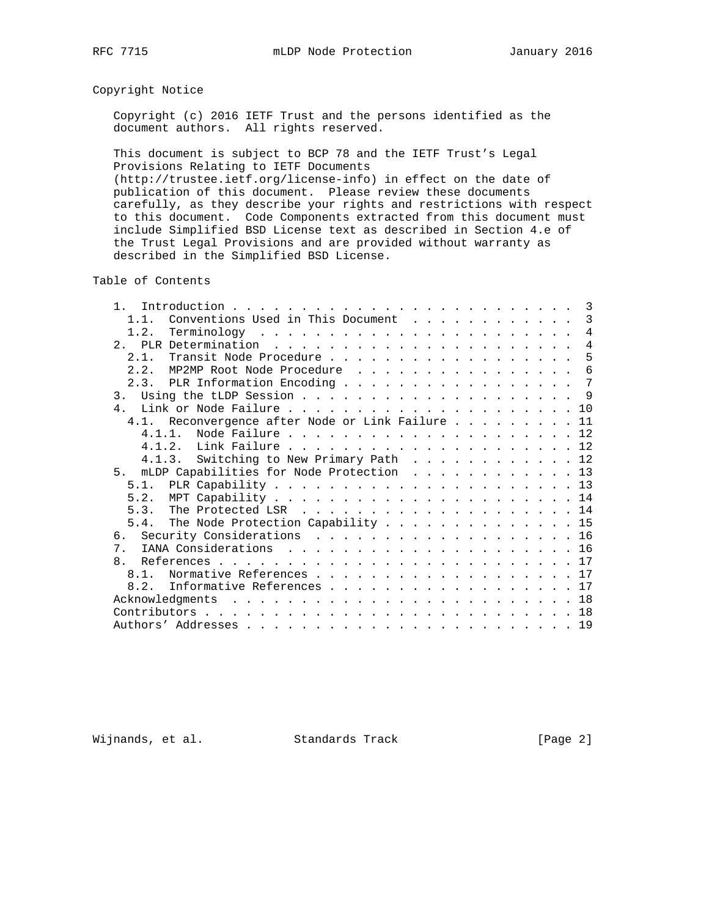## Copyright Notice

Copyright (c) 2016 IETF Trust and the persons identified as the document authors. All rights reserved.

This document is subject to BCP 78 and the IETF Trust's Legal Provisions Relating to IETF Documents (http://trustee.ietf.org/license-info) in effect on the date of publication of this document. Please review these documents carefully, as they describe your rights and restrictions with respect to this document. Code Components extracted from this document must include Simplified BSD License text as described in Section 4.e of the Trust Legal Provisions and are provided without warranty as described in the Simplified BSD License.

## Table of Contents

```
   1.  Introduction . . . . . . . . . . . . . . . . . . . . . . . .   3
     1.1.  Conventions Used in This Document  . . . . . . . . . . .   3
     1.2.  Terminology  . . . . . . . . . . . . . . . . . . . . . .   4
   2.  PLR Determination  . . . . . . . . . . . . . . . . . . . . .   4
     2.1.  Transit Node Procedure . . . . . . . . . . . . . . . . .   5
     2.2.  MP2MP Root Node Procedure  . . . . . . . . . . . . . . .   6
     2.3.  PLR Information Encoding . . . . . . . . . . . . . . . .   7
   3.  Using the tLDP Session . . . . . . . . . . . . . . . . . . .   9
   4.  Link or Node Failure . . . . . . . . . . . . . . . . . . . .  10
     4.1.  Reconvergence after Node or Link Failure . . . . . . . .  11
       4.1.1.  Node Failure . . . . . . . . . . . . . . . . . . . .  12
       4.1.2.  Link Failure . . . . . . . . . . . . . . . . . . . .  12
       4.1.3.  Switching to New Primary Path  . . . . . . . . . . .  12
   5.  mLDP Capabilities for Node Protection  . . . . . . . . . . .  13
     5.1.  PLR Capability . . . . . . . . . . . . . . . . . . . . .  13
     5.2.  MPT Capability . . . . . . . . . . . . . . . . . . . . .  14
     5.3.  The Protected LSR  . . . . . . . . . . . . . . . . . . .  14
     5.4.  The Node Protection Capability . . . . . . . . . . . . .  15
   6.  Security Considerations  . . . . . . . . . . . . . . . . . .  16
   7.  IANA Considerations  . . . . . . . . . . . . . . . . . . . .  16
   8.  References . . . . . . . . . . . . . . . . . . . . . . . . .  17
     8.1.  Normative References . . . . . . . . . . . . . . . . . .  17
     8.2.  Informative References . . . . . . . . . . . . . . . . .  17
   Acknowledgments  . . . . . . . . . . . . . . . . . . . . . . . .  18
   Contributors . . . . . . . . . . . . . . . . . . . . . . . . . .  18
   Authors' Addresses . . . . . . . . . . . . . . . . . . . . . . .  19
```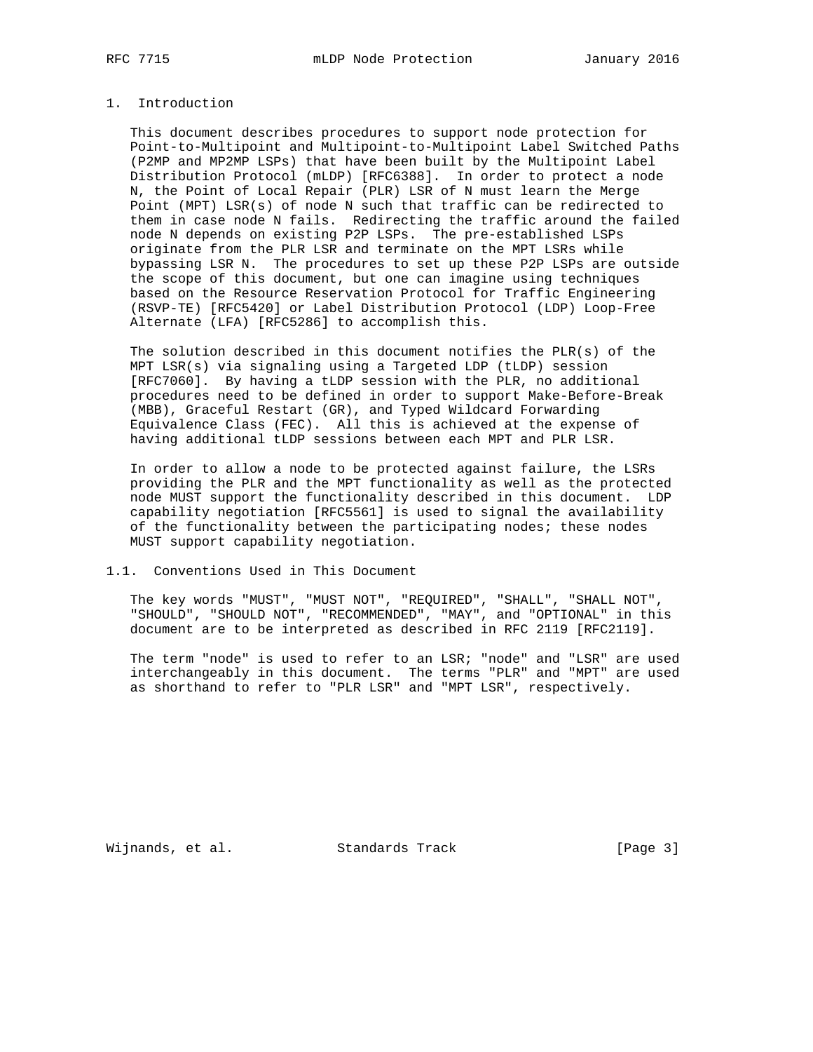# 1. Introduction

This document describes procedures to support node protection for Point-to-Multipoint and Multipoint-to-Multipoint Label Switched Paths (P2MP and MP2MP LSPs) that have been built by the Multipoint Label Distribution Protocol (mLDP) [RFC6388]. In order to protect a node N, the Point of Local Repair (PLR) LSR of N must learn the Merge Point (MPT) LSR(s) of node N such that traffic can be redirected to them in case node N fails. Redirecting the traffic around the failed node N depends on existing P2P LSPs. The pre-established LSPs originate from the PLR LSR and terminate on the MPT LSRs while bypassing LSR N. The procedures to set up these P2P LSPs are outside the scope of this document, but one can imagine using techniques based on the Resource Reservation Protocol for Traffic Engineering (RSVP-TE) [RFC5420] or Label Distribution Protocol (LDP) Loop-Free Alternate (LFA) [RFC5286] to accomplish this.

The solution described in this document notifies the PLR(s) of the MPT LSR(s) via signaling using a Targeted LDP (tLDP) session [RFC7060]. By having a tLDP session with the PLR, no additional procedures need to be defined in order to support Make-Before-Break (MBB), Graceful Restart (GR), and Typed Wildcard Forwarding Equivalence Class (FEC). All this is achieved at the expense of having additional tLDP sessions between each MPT and PLR LSR.

In order to allow a node to be protected against failure, the LSRs providing the PLR and the MPT functionality as well as the protected node MUST support the functionality described in this document. LDP capability negotiation [RFC5561] is used to signal the availability of the functionality between the participating nodes; these nodes MUST support capability negotiation.

## 1.1. Conventions Used in This Document

The key words "MUST", "MUST NOT", "REQUIRED", "SHALL", "SHALL NOT", "SHOULD", "SHOULD NOT", "RECOMMENDED", "MAY", and "OPTIONAL" in this document are to be interpreted as described in RFC 2119 [RFC2119].

The term "node" is used to refer to an LSR; "node" and "LSR" are used interchangeably in this document. The terms "PLR" and "MPT" are used as shorthand to refer to "PLR LSR" and "MPT LSR", respectively.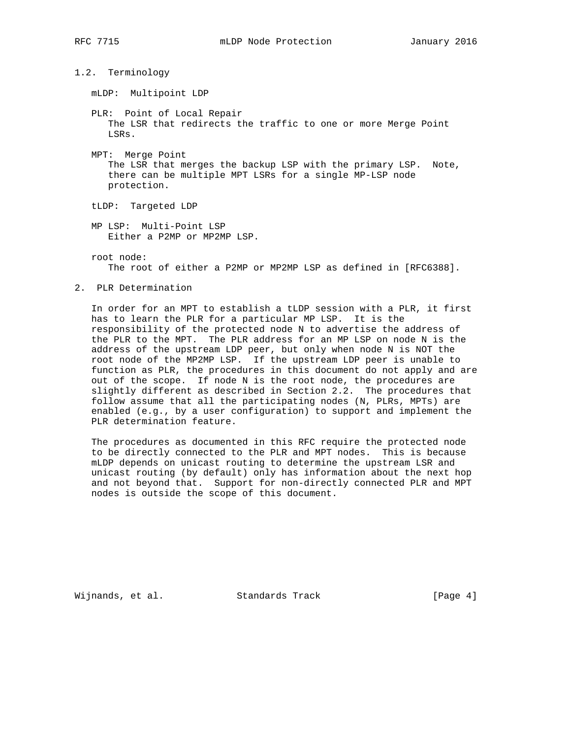### 1.2. Terminology

mLDP: Multipoint LDP

PLR: Point of Local Repair
The LSR that redirects the traffic to one or more Merge Point LSRs.

MPT: Merge Point
The LSR that merges the backup LSP with the primary LSP. Note, there can be multiple MPT LSRs for a single MP-LSP node protection.

tLDP: Targeted LDP

MP LSP: Multi-Point LSP
Either a P2MP or MP2MP LSP.

root node:
The root of either a P2MP or MP2MP LSP as defined in [RFC6388].

## 2. PLR Determination

In order for an MPT to establish a tLDP session with a PLR, it first has to learn the PLR for a particular MP LSP. It is the responsibility of the protected node N to advertise the address of the PLR to the MPT. The PLR address for an MP LSP on node N is the address of the upstream LDP peer, but only when node N is NOT the root node of the MP2MP LSP. If the upstream LDP peer is unable to function as PLR, the procedures in this document do not apply and are out of the scope. If node N is the root node, the procedures are slightly different as described in Section 2.2. The procedures that follow assume that all the participating nodes (N, PLRs, MPTs) are enabled (e.g., by a user configuration) to support and implement the PLR determination feature.

The procedures as documented in this RFC require the protected node to be directly connected to the PLR and MPT nodes. This is because mLDP depends on unicast routing to determine the upstream LSR and unicast routing (by default) only has information about the next hop and not beyond that. Support for non-directly connected PLR and MPT nodes is outside the scope of this document.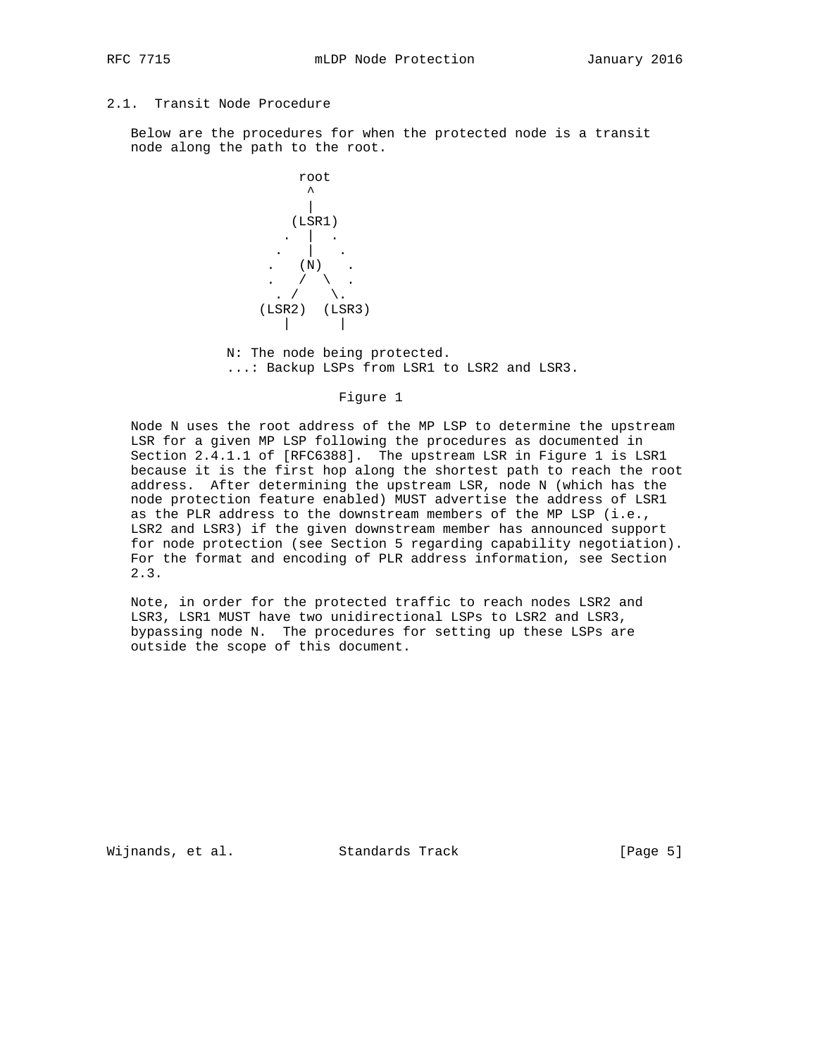### 2.1. Transit Node Procedure

Below are the procedures for when the protected node is a transit node along the path to the root.

```
                    root
                     ^
                     |
                   (LSR1)
                  .  |  .
                 .   |   .
                .   (N)   .
                .   / \   .
                 . /   \.
               (LSR2)  (LSR3)
                  |      |

          N: The node being protected.
          ...: Backup LSPs from LSR1 to LSR2 and LSR3.
```

Figure 1

Node N uses the root address of the MP LSP to determine the upstream LSR for a given MP LSP following the procedures as documented in Section 2.4.1.1 of [RFC6388]. The upstream LSR in Figure 1 is LSR1 because it is the first hop along the shortest path to reach the root address. After determining the upstream LSR, node N (which has the node protection feature enabled) MUST advertise the address of LSR1 as the PLR address to the downstream members of the MP LSP (i.e., LSR2 and LSR3) if the given downstream member has announced support for node protection (see Section 5 regarding capability negotiation). For the format and encoding of PLR address information, see Section 2.3.

Note, in order for the protected traffic to reach nodes LSR2 and LSR3, LSR1 MUST have two unidirectional LSPs to LSR2 and LSR3, bypassing node N. The procedures for setting up these LSPs are outside the scope of this document.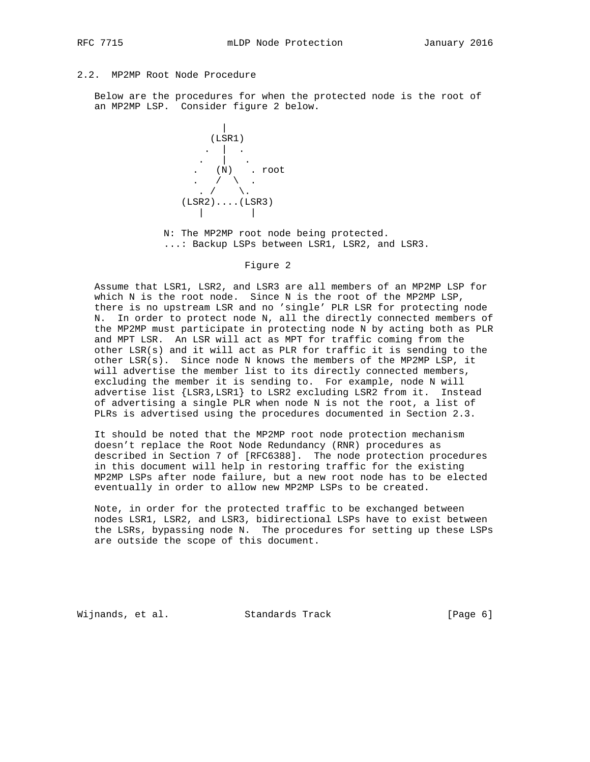## 2.2. MP2MP Root Node Procedure

Below are the procedures for when the protected node is the root of an MP2MP LSP. Consider figure 2 below.

```
                    |
                 (LSR1)
                .  |  .
               .   |   .
              .   (N)   . root
              .   / \  .
               . /   \.
            (LSR2)....(LSR3)
               |        |

         N: The MP2MP root node being protected.
         ...: Backup LSPs between LSR1, LSR2, and LSR3.
```

Figure 2

Assume that LSR1, LSR2, and LSR3 are all members of an MP2MP LSP for which N is the root node. Since N is the root of the MP2MP LSP, there is no upstream LSR and no 'single' PLR LSR for protecting node N. In order to protect node N, all the directly connected members of the MP2MP must participate in protecting node N by acting both as PLR and MPT LSR. An LSR will act as MPT for traffic coming from the other LSR(s) and it will act as PLR for traffic it is sending to the other LSR(s). Since node N knows the members of the MP2MP LSP, it will advertise the member list to its directly connected members, excluding the member it is sending to. For example, node N will advertise list {LSR3,LSR1} to LSR2 excluding LSR2 from it. Instead of advertising a single PLR when node N is not the root, a list of PLRs is advertised using the procedures documented in Section 2.3.

It should be noted that the MP2MP root node protection mechanism doesn't replace the Root Node Redundancy (RNR) procedures as described in Section 7 of [RFC6388]. The node protection procedures in this document will help in restoring traffic for the existing MP2MP LSPs after node failure, but a new root node has to be elected eventually in order to allow new MP2MP LSPs to be created.

Note, in order for the protected traffic to be exchanged between nodes LSR1, LSR2, and LSR3, bidirectional LSPs have to exist between the LSRs, bypassing node N. The procedures for setting up these LSPs are outside the scope of this document.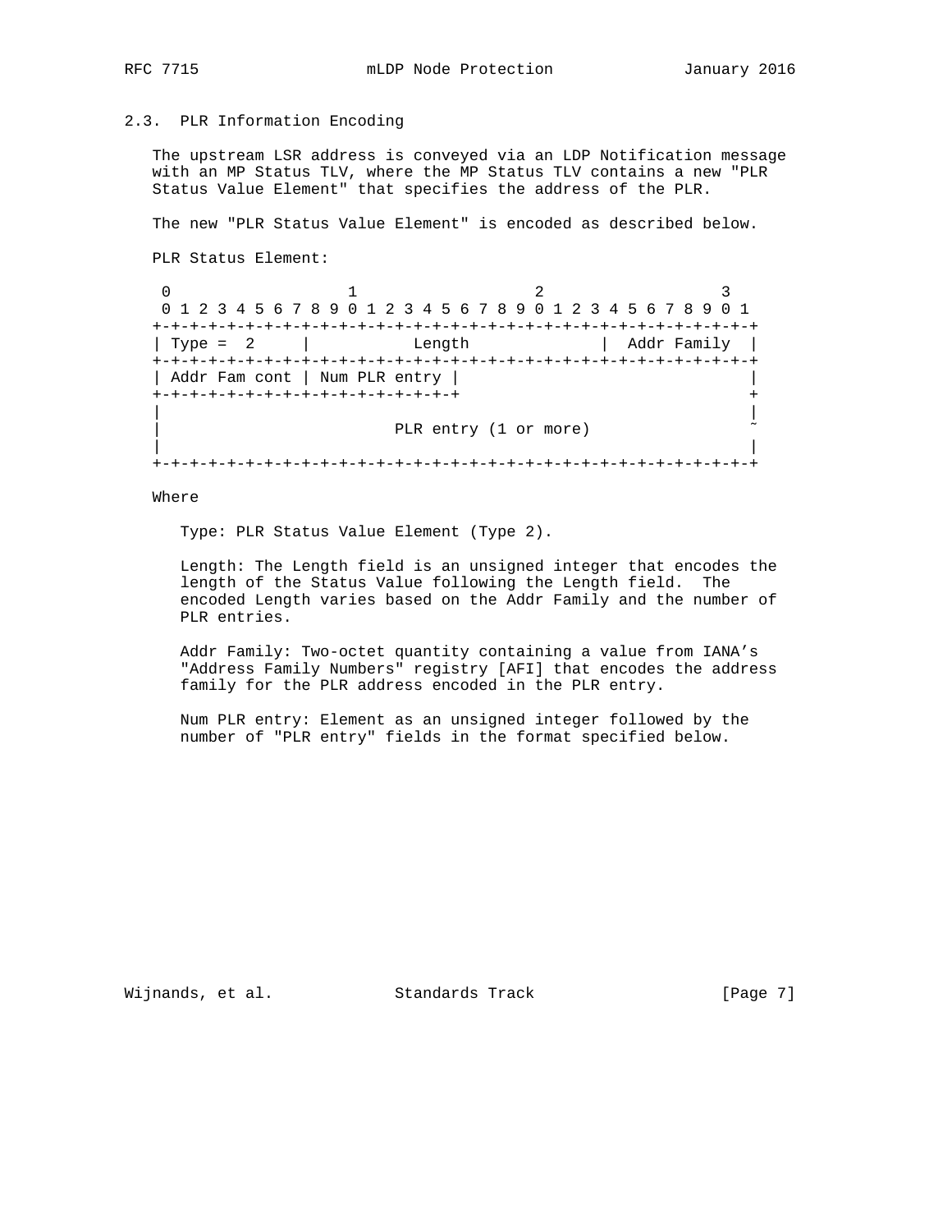## 2.3. PLR Information Encoding

The upstream LSR address is conveyed via an LDP Notification message with an MP Status TLV, where the MP Status TLV contains a new "PLR Status Value Element" that specifies the address of the PLR.

The new "PLR Status Value Element" is encoded as described below.

PLR Status Element:

```
 0                   1                   2                   3
 0 1 2 3 4 5 6 7 8 9 0 1 2 3 4 5 6 7 8 9 0 1 2 3 4 5 6 7 8 9 0 1
+-+-+-+-+-+-+-+-+-+-+-+-+-+-+-+-+-+-+-+-+-+-+-+-+-+-+-+-+-+-+-+-+
| Type =  2     |           Length              |  Addr Family  |
+-+-+-+-+-+-+-+-+-+-+-+-+-+-+-+-+-+-+-+-+-+-+-+-+-+-+-+-+-+-+-+-+
| Addr Fam cont | Num PLR entry |                               |
+-+-+-+-+-+-+-+-+-+-+-+-+-+-+-+-+                               +
|                                                               |
|                         PLR entry (1 or more)                 ~
|                                                               |
+-+-+-+-+-+-+-+-+-+-+-+-+-+-+-+-+-+-+-+-+-+-+-+-+-+-+-+-+-+-+-+-+
```

Where

Type: PLR Status Value Element (Type 2).

Length: The Length field is an unsigned integer that encodes the length of the Status Value following the Length field. The encoded Length varies based on the Addr Family and the number of PLR entries.

Addr Family: Two-octet quantity containing a value from IANA's "Address Family Numbers" registry [AFI] that encodes the address family for the PLR address encoded in the PLR entry.

Num PLR entry: Element as an unsigned integer followed by the number of "PLR entry" fields in the format specified below.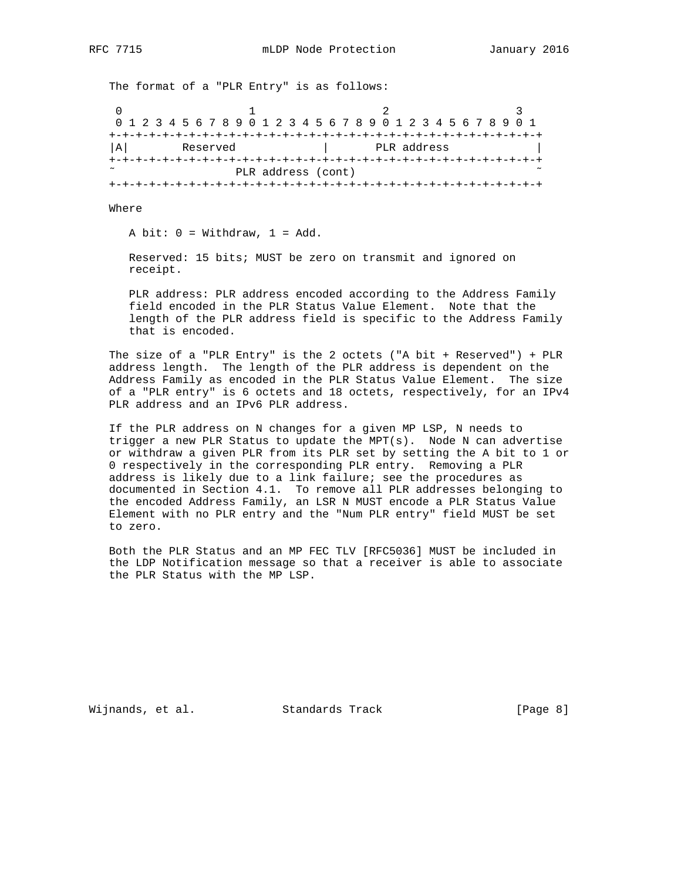The format of a "PLR Entry" is as follows:

```
 0                   1                   2                   3
 0 1 2 3 4 5 6 7 8 9 0 1 2 3 4 5 6 7 8 9 0 1 2 3 4 5 6 7 8 9 0 1
+-+-+-+-+-+-+-+-+-+-+-+-+-+-+-+-+-+-+-+-+-+-+-+-+-+-+-+-+-+-+-+-+
|A|        Reserved             |       PLR address             |
+-+-+-+-+-+-+-+-+-+-+-+-+-+-+-+-+-+-+-+-+-+-+-+-+-+-+-+-+-+-+-+-+
~                   PLR address (cont)                          ~
+-+-+-+-+-+-+-+-+-+-+-+-+-+-+-+-+-+-+-+-+-+-+-+-+-+-+-+-+-+-+-+-+
```

Where

A bit: 0 = Withdraw, 1 = Add.

Reserved: 15 bits; MUST be zero on transmit and ignored on receipt.

PLR address: PLR address encoded according to the Address Family field encoded in the PLR Status Value Element. Note that the length of the PLR address field is specific to the Address Family that is encoded.

The size of a "PLR Entry" is the 2 octets ("A bit + Reserved") + PLR address length. The length of the PLR address is dependent on the Address Family as encoded in the PLR Status Value Element. The size of a "PLR entry" is 6 octets and 18 octets, respectively, for an IPv4 PLR address and an IPv6 PLR address.

If the PLR address on N changes for a given MP LSP, N needs to trigger a new PLR Status to update the MPT(s). Node N can advertise or withdraw a given PLR from its PLR set by setting the A bit to 1 or 0 respectively in the corresponding PLR entry. Removing a PLR address is likely due to a link failure; see the procedures as documented in Section 4.1. To remove all PLR addresses belonging to the encoded Address Family, an LSR N MUST encode a PLR Status Value Element with no PLR entry and the "Num PLR entry" field MUST be set to zero.

Both the PLR Status and an MP FEC TLV [RFC5036] MUST be included in the LDP Notification message so that a receiver is able to associate the PLR Status with the MP LSP.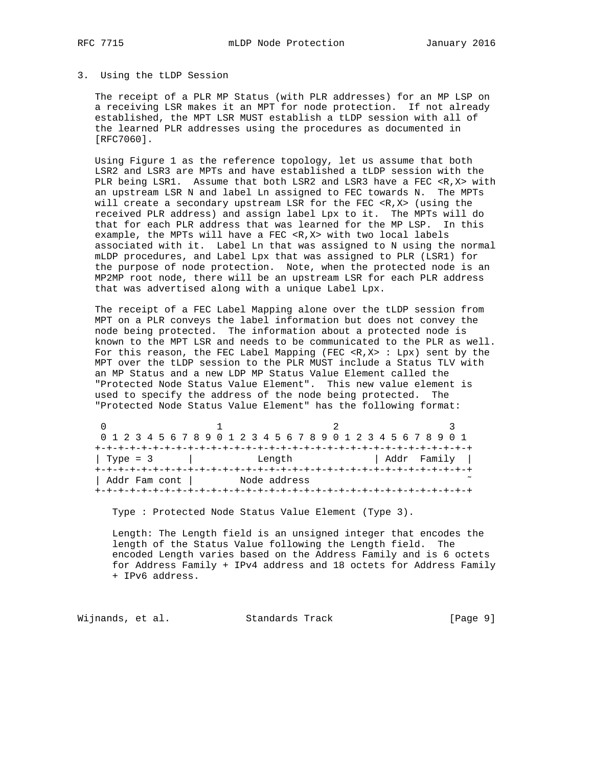## 3. Using the tLDP Session

The receipt of a PLR MP Status (with PLR addresses) for an MP LSP on a receiving LSR makes it an MPT for node protection. If not already established, the MPT LSR MUST establish a tLDP session with all of the learned PLR addresses using the procedures as documented in [RFC7060].

Using Figure 1 as the reference topology, let us assume that both LSR2 and LSR3 are MPTs and have established a tLDP session with the PLR being LSR1. Assume that both LSR2 and LSR3 have a FEC <R,X> with an upstream LSR N and label Ln assigned to FEC towards N. The MPTs will create a secondary upstream LSR for the FEC <R,X> (using the received PLR address) and assign label Lpx to it. The MPTs will do that for each PLR address that was learned for the MP LSP. In this example, the MPTs will have a FEC <R,X> with two local labels associated with it. Label Ln that was assigned to N using the normal mLDP procedures, and Label Lpx that was assigned to PLR (LSR1) for the purpose of node protection. Note, when the protected node is an MP2MP root node, there will be an upstream LSR for each PLR address that was advertised along with a unique Label Lpx.

The receipt of a FEC Label Mapping alone over the tLDP session from MPT on a PLR conveys the label information but does not convey the node being protected. The information about a protected node is known to the MPT LSR and needs to be communicated to the PLR as well. For this reason, the FEC Label Mapping (FEC <R,X> : Lpx) sent by the MPT over the tLDP session to the PLR MUST include a Status TLV with an MP Status and a new LDP MP Status Value Element called the "Protected Node Status Value Element". This new value element is used to specify the address of the node being protected. The "Protected Node Status Value Element" has the following format:

```
 0                   1                   2                   3
 0 1 2 3 4 5 6 7 8 9 0 1 2 3 4 5 6 7 8 9 0 1 2 3 4 5 6 7 8 9 0 1
+-+-+-+-+-+-+-+-+-+-+-+-+-+-+-+-+-+-+-+-+-+-+-+-+-+-+-+-+-+-+-+-+
| Type = 3      |         Length                | Addr  Family  |
+-+-+-+-+-+-+-+-+-+-+-+-+-+-+-+-+-+-+-+-+-+-+-+-+-+-+-+-+-+-+-+-+
| Addr Fam cont |        Node address                           ~
+-+-+-+-+-+-+-+-+-+-+-+-+-+-+-+-+-+-+-+-+-+-+-+-+-+-+-+-+-+-+-+-+
```

Type : Protected Node Status Value Element (Type 3).

Length: The Length field is an unsigned integer that encodes the length of the Status Value following the Length field. The encoded Length varies based on the Address Family and is 6 octets for Address Family + IPv4 address and 18 octets for Address Family + IPv6 address.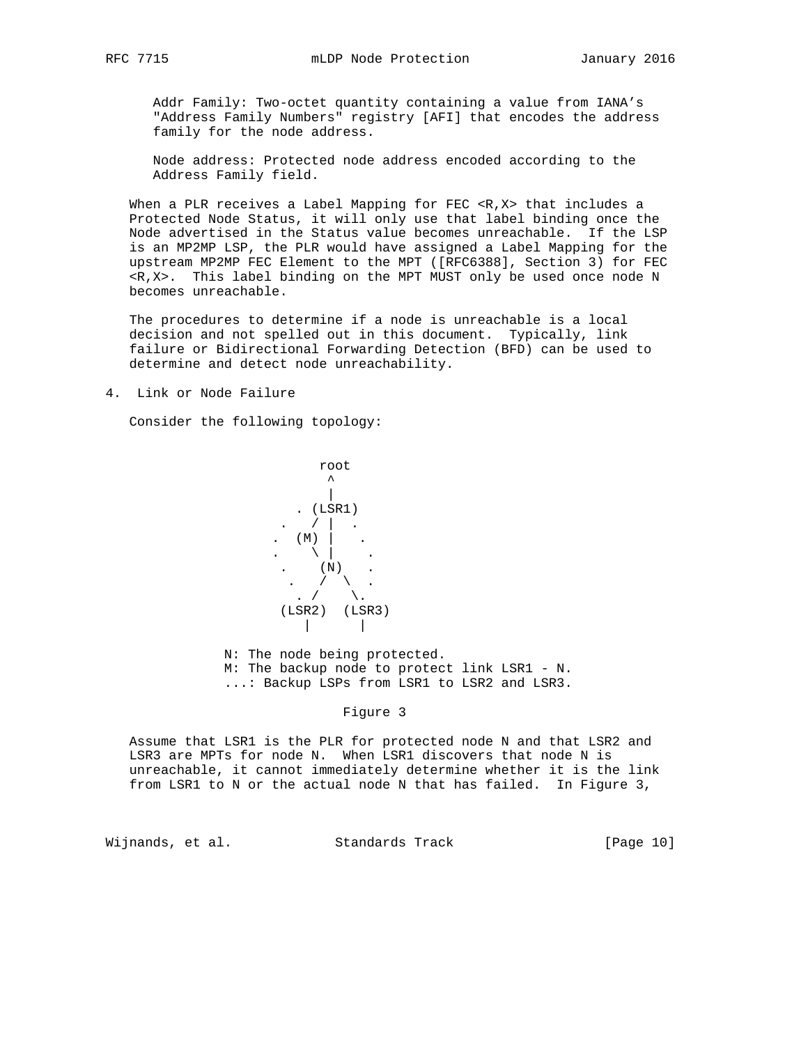Addr Family: Two-octet quantity containing a value from IANA's "Address Family Numbers" registry [AFI] that encodes the address family for the node address.

Node address: Protected node address encoded according to the Address Family field.

When a PLR receives a Label Mapping for FEC <R,X> that includes a Protected Node Status, it will only use that label binding once the Node advertised in the Status value becomes unreachable. If the LSP is an MP2MP LSP, the PLR would have assigned a Label Mapping for the upstream MP2MP FEC Element to the MPT ([RFC6388], Section 3) for FEC <R,X>. This label binding on the MPT MUST only be used once node N becomes unreachable.

The procedures to determine if a node is unreachable is a local decision and not spelled out in this document. Typically, link failure or Bidirectional Forwarding Detection (BFD) can be used to determine and detect node unreachability.

## 4. Link or Node Failure

Consider the following topology:

```
                    root
                     ^
                     |
                  . (LSR1)
                .   / |  .
               .  (M) |   .
               .    \ |    .
                .    (N)   .
                 .   / \  .
                  . /    \.
                (LSR2)  (LSR3)
                   |      |

           N: The node being protected.
           M: The backup node to protect link LSR1 - N.
           ...: Backup LSPs from LSR1 to LSR2 and LSR3.
```

Figure 3

Assume that LSR1 is the PLR for protected node N and that LSR2 and LSR3 are MPTs for node N. When LSR1 discovers that node N is unreachable, it cannot immediately determine whether it is the link from LSR1 to N or the actual node N that has failed. In Figure 3,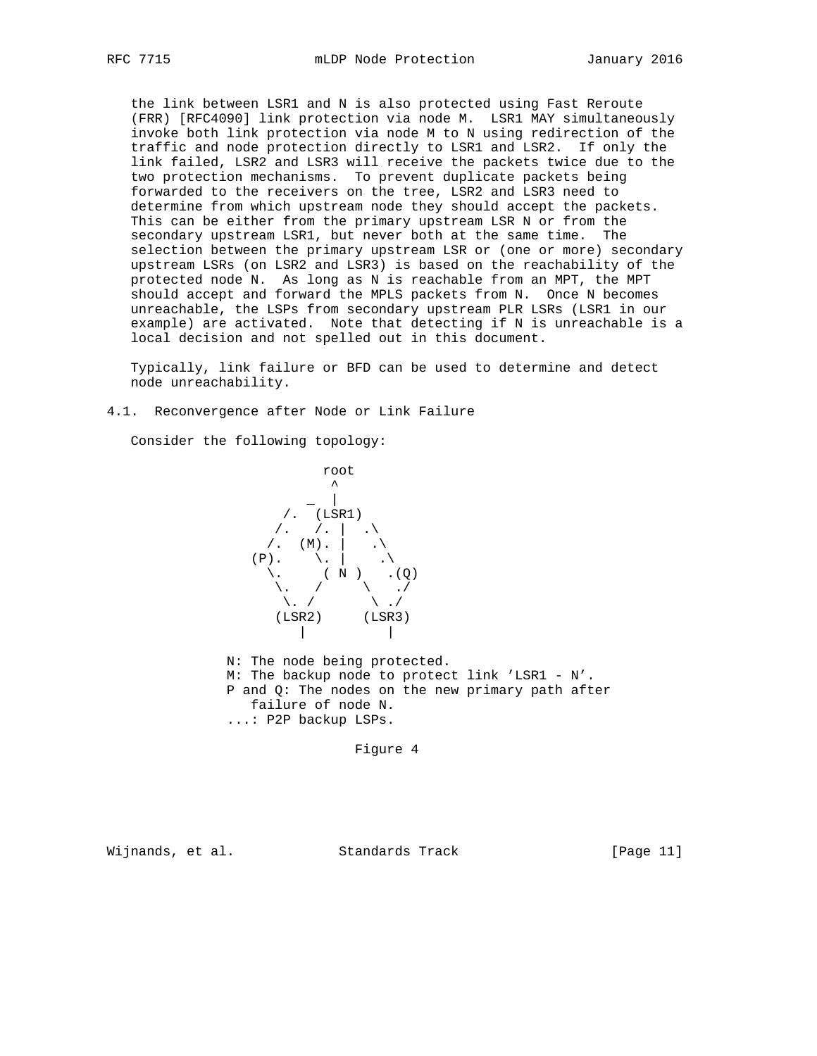the link between LSR1 and N is also protected using Fast Reroute (FRR) [RFC4090] link protection via node M. LSR1 MAY simultaneously invoke both link protection via node M to N using redirection of the traffic and node protection directly to LSR1 and LSR2. If only the link failed, LSR2 and LSR3 will receive the packets twice due to the two protection mechanisms. To prevent duplicate packets being forwarded to the receivers on the tree, LSR2 and LSR3 need to determine from which upstream node they should accept the packets. This can be either from the primary upstream LSR N or from the secondary upstream LSR1, but never both at the same time. The selection between the primary upstream LSR or (one or more) secondary upstream LSRs (on LSR2 and LSR3) is based on the reachability of the protected node N. As long as N is reachable from an MPT, the MPT should accept and forward the MPLS packets from N. Once N becomes unreachable, the LSPs from secondary upstream PLR LSRs (LSR1 in our example) are activated. Note that detecting if N is unreachable is a local decision and not spelled out in this document.

Typically, link failure or BFD can be used to determine and detect node unreachability.

## 4.1. Reconvergence after Node or Link Failure

Consider the following topology:

```
                  root
                    ^
                  _ |
               /.  (LSR1)
              /.   /. |  .\
             /.  (M). |   .\
           (P).    \. |    .\
             \.     ( N )   .(Q)
              \.   /     \   ./
               \. /       \ ./
              (LSR2)     (LSR3)
                 |          |
```

N: The node being protected.
M: The backup node to protect link 'LSR1 - N'.
P and Q: The nodes on the new primary path after failure of node N.
...: P2P backup LSPs.

Figure 4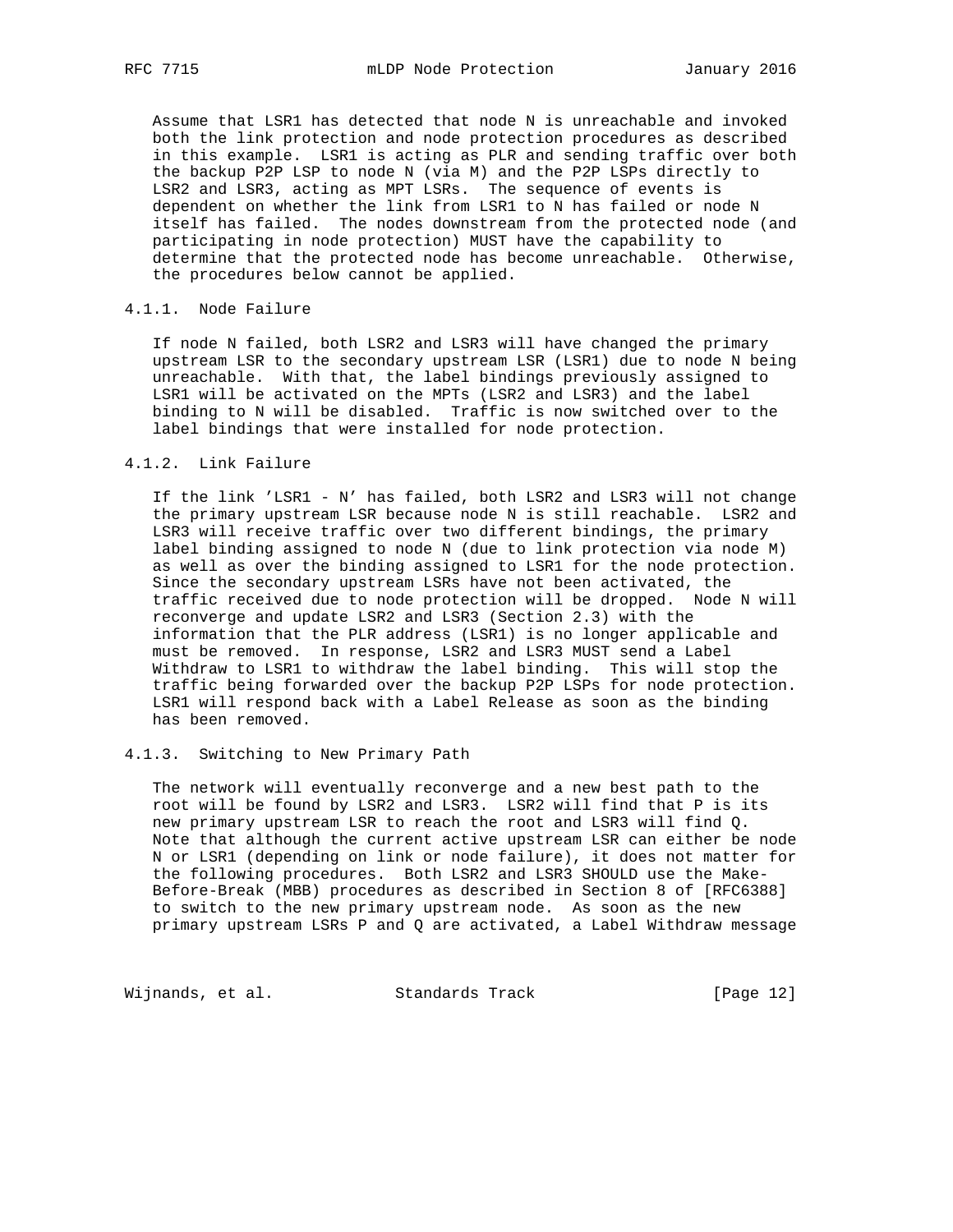Assume that LSR1 has detected that node N is unreachable and invoked both the link protection and node protection procedures as described in this example. LSR1 is acting as PLR and sending traffic over both the backup P2P LSP to node N (via M) and the P2P LSPs directly to LSR2 and LSR3, acting as MPT LSRs. The sequence of events is dependent on whether the link from LSR1 to N has failed or node N itself has failed. The nodes downstream from the protected node (and participating in node protection) MUST have the capability to determine that the protected node has become unreachable. Otherwise, the procedures below cannot be applied.

### 4.1.1. Node Failure

If node N failed, both LSR2 and LSR3 will have changed the primary upstream LSR to the secondary upstream LSR (LSR1) due to node N being unreachable. With that, the label bindings previously assigned to LSR1 will be activated on the MPTs (LSR2 and LSR3) and the label binding to N will be disabled. Traffic is now switched over to the label bindings that were installed for node protection.

### 4.1.2. Link Failure

If the link 'LSR1 - N' has failed, both LSR2 and LSR3 will not change the primary upstream LSR because node N is still reachable. LSR2 and LSR3 will receive traffic over two different bindings, the primary label binding assigned to node N (due to link protection via node M) as well as over the binding assigned to LSR1 for the node protection. Since the secondary upstream LSRs have not been activated, the traffic received due to node protection will be dropped. Node N will reconverge and update LSR2 and LSR3 (Section 2.3) with the information that the PLR address (LSR1) is no longer applicable and must be removed. In response, LSR2 and LSR3 MUST send a Label Withdraw to LSR1 to withdraw the label binding. This will stop the traffic being forwarded over the backup P2P LSPs for node protection. LSR1 will respond back with a Label Release as soon as the binding has been removed.

### 4.1.3. Switching to New Primary Path

The network will eventually reconverge and a new best path to the root will be found by LSR2 and LSR3. LSR2 will find that P is its new primary upstream LSR to reach the root and LSR3 will find Q. Note that although the current active upstream LSR can either be node N or LSR1 (depending on link or node failure), it does not matter for the following procedures. Both LSR2 and LSR3 SHOULD use the Make-Before-Break (MBB) procedures as described in Section 8 of [RFC6388] to switch to the new primary upstream node. As soon as the new primary upstream LSRs P and Q are activated, a Label Withdraw message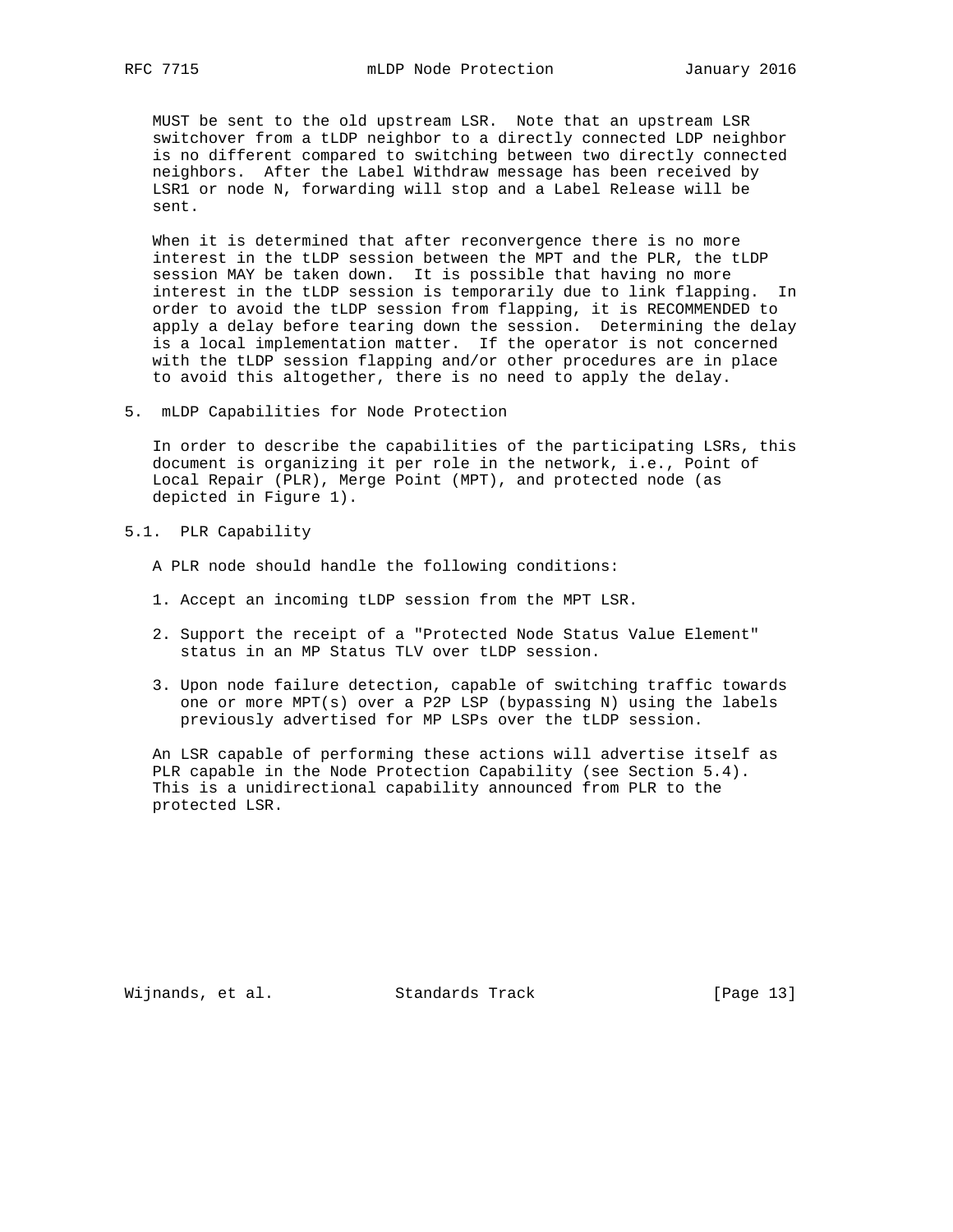MUST be sent to the old upstream LSR. Note that an upstream LSR switchover from a tLDP neighbor to a directly connected LDP neighbor is no different compared to switching between two directly connected neighbors. After the Label Withdraw message has been received by LSR1 or node N, forwarding will stop and a Label Release will be sent.

When it is determined that after reconvergence there is no more interest in the tLDP session between the MPT and the PLR, the tLDP session MAY be taken down. It is possible that having no more interest in the tLDP session is temporarily due to link flapping. In order to avoid the tLDP session from flapping, it is RECOMMENDED to apply a delay before tearing down the session. Determining the delay is a local implementation matter. If the operator is not concerned with the tLDP session flapping and/or other procedures are in place to avoid this altogether, there is no need to apply the delay.

## 5. mLDP Capabilities for Node Protection

In order to describe the capabilities of the participating LSRs, this document is organizing it per role in the network, i.e., Point of Local Repair (PLR), Merge Point (MPT), and protected node (as depicted in Figure 1).

### 5.1. PLR Capability

A PLR node should handle the following conditions:

1. Accept an incoming tLDP session from the MPT LSR.
2. Support the receipt of a "Protected Node Status Value Element" status in an MP Status TLV over tLDP session.
3. Upon node failure detection, capable of switching traffic towards one or more MPT(s) over a P2P LSP (bypassing N) using the labels previously advertised for MP LSPs over the tLDP session.

An LSR capable of performing these actions will advertise itself as PLR capable in the Node Protection Capability (see Section 5.4). This is a unidirectional capability announced from PLR to the protected LSR.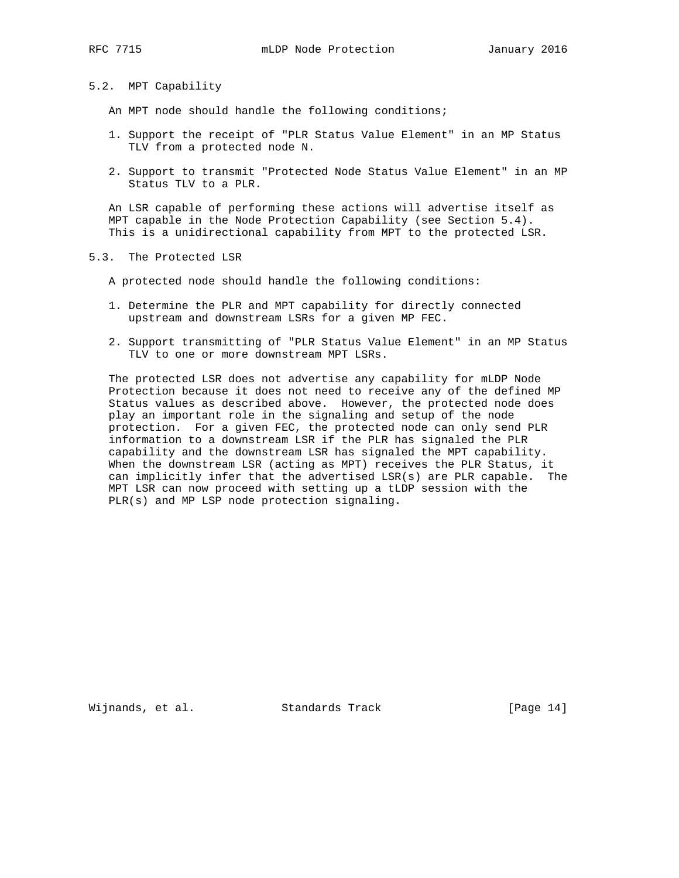## 5.2. MPT Capability

An MPT node should handle the following conditions;

1. Support the receipt of "PLR Status Value Element" in an MP Status TLV from a protected node N.

2. Support to transmit "Protected Node Status Value Element" in an MP Status TLV to a PLR.

An LSR capable of performing these actions will advertise itself as MPT capable in the Node Protection Capability (see Section 5.4). This is a unidirectional capability from MPT to the protected LSR.

## 5.3. The Protected LSR

A protected node should handle the following conditions:

1. Determine the PLR and MPT capability for directly connected upstream and downstream LSRs for a given MP FEC.

2. Support transmitting of "PLR Status Value Element" in an MP Status TLV to one or more downstream MPT LSRs.

The protected LSR does not advertise any capability for mLDP Node Protection because it does not need to receive any of the defined MP Status values as described above. However, the protected node does play an important role in the signaling and setup of the node protection. For a given FEC, the protected node can only send PLR information to a downstream LSR if the PLR has signaled the PLR capability and the downstream LSR has signaled the MPT capability. When the downstream LSR (acting as MPT) receives the PLR Status, it can implicitly infer that the advertised LSR(s) are PLR capable. The MPT LSR can now proceed with setting up a tLDP session with the PLR(s) and MP LSP node protection signaling.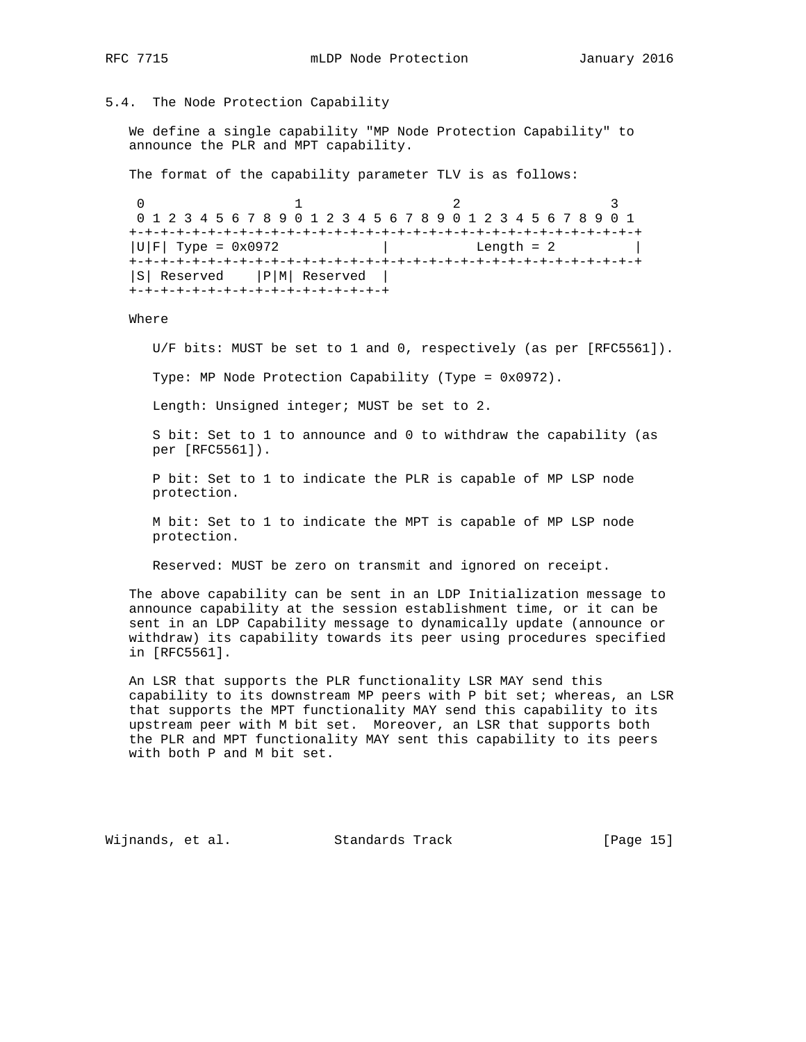### 5.4. The Node Protection Capability

We define a single capability "MP Node Protection Capability" to announce the PLR and MPT capability.

The format of the capability parameter TLV is as follows:

```
 0                   1                   2                   3
 0 1 2 3 4 5 6 7 8 9 0 1 2 3 4 5 6 7 8 9 0 1 2 3 4 5 6 7 8 9 0 1
+-+-+-+-+-+-+-+-+-+-+-+-+-+-+-+-+-+-+-+-+-+-+-+-+-+-+-+-+-+-+-+-+
|U|F| Type = 0x0972             |           Length = 2          |
+-+-+-+-+-+-+-+-+-+-+-+-+-+-+-+-+-+-+-+-+-+-+-+-+-+-+-+-+-+-+-+-+
|S| Reserved    |P|M| Reserved  |
+-+-+-+-+-+-+-+-+-+-+-+-+-+-+-+-+
```

Where

U/F bits: MUST be set to 1 and 0, respectively (as per [RFC5561]).

Type: MP Node Protection Capability (Type = 0x0972).

Length: Unsigned integer; MUST be set to 2.

S bit: Set to 1 to announce and 0 to withdraw the capability (as per [RFC5561]).

P bit: Set to 1 to indicate the PLR is capable of MP LSP node protection.

M bit: Set to 1 to indicate the MPT is capable of MP LSP node protection.

Reserved: MUST be zero on transmit and ignored on receipt.

The above capability can be sent in an LDP Initialization message to announce capability at the session establishment time, or it can be sent in an LDP Capability message to dynamically update (announce or withdraw) its capability towards its peer using procedures specified in [RFC5561].

An LSR that supports the PLR functionality LSR MAY send this capability to its downstream MP peers with P bit set; whereas, an LSR that supports the MPT functionality MAY send this capability to its upstream peer with M bit set. Moreover, an LSR that supports both the PLR and MPT functionality MAY sent this capability to its peers with both P and M bit set.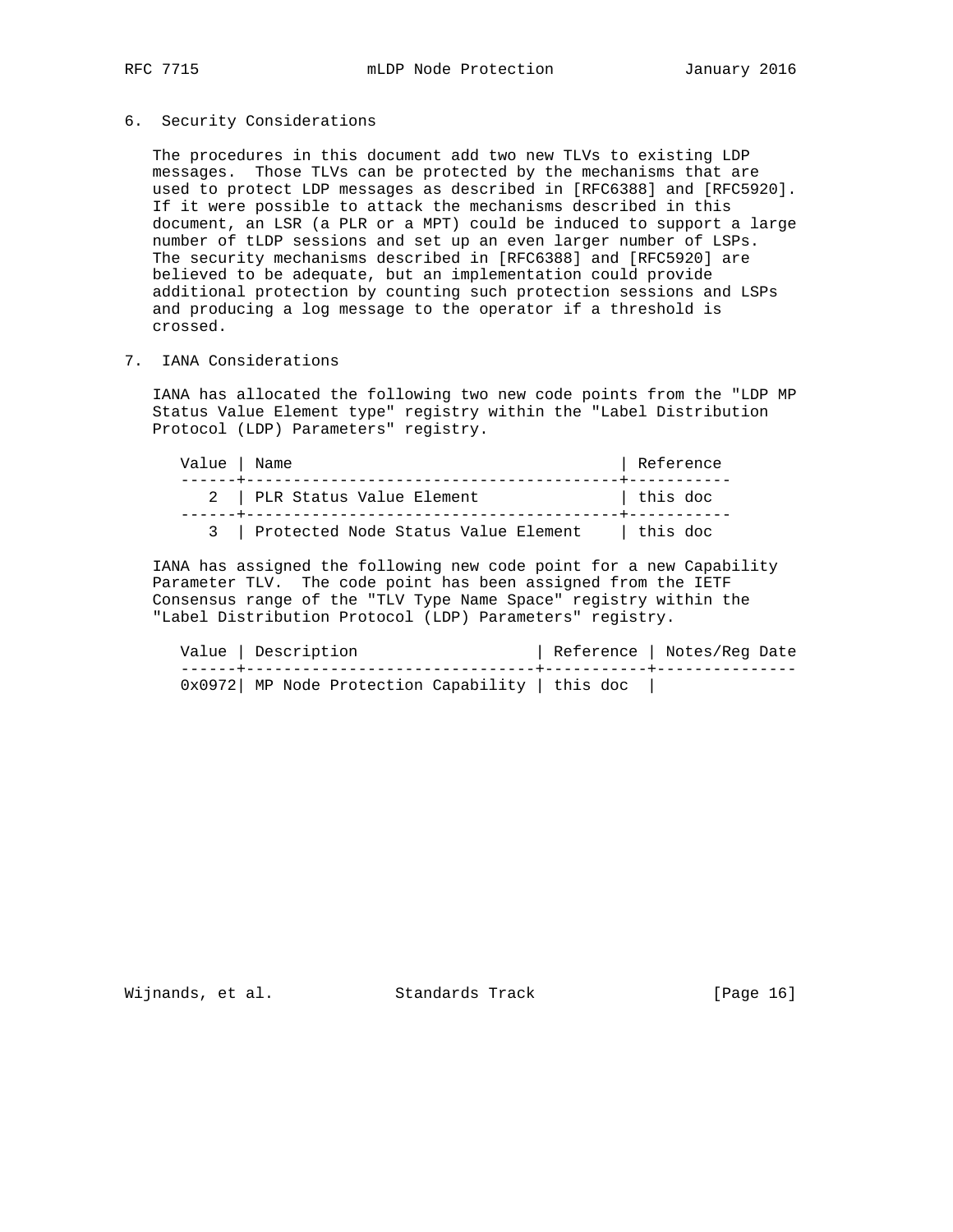## 6. Security Considerations

The procedures in this document add two new TLVs to existing LDP messages. Those TLVs can be protected by the mechanisms that are used to protect LDP messages as described in [RFC6388] and [RFC5920]. If it were possible to attack the mechanisms described in this document, an LSR (a PLR or a MPT) could be induced to support a large number of tLDP sessions and set up an even larger number of LSPs. The security mechanisms described in [RFC6388] and [RFC5920] are believed to be adequate, but an implementation could provide additional protection by counting such protection sessions and LSPs and producing a log message to the operator if a threshold is crossed.

## 7. IANA Considerations

IANA has allocated the following two new code points from the "LDP MP Status Value Element type" registry within the "Label Distribution Protocol (LDP) Parameters" registry.

| Value | Name | Reference |
|---|---|---|
| 2 | PLR Status Value Element | this doc |
| 3 | Protected Node Status Value Element | this doc |

IANA has assigned the following new code point for a new Capability Parameter TLV. The code point has been assigned from the IETF Consensus range of the "TLV Type Name Space" registry within the "Label Distribution Protocol (LDP) Parameters" registry.

| Value | Description | Reference | Notes/Reg Date |
|---|---|---|---|
| 0x0972 | MP Node Protection Capability | this doc | |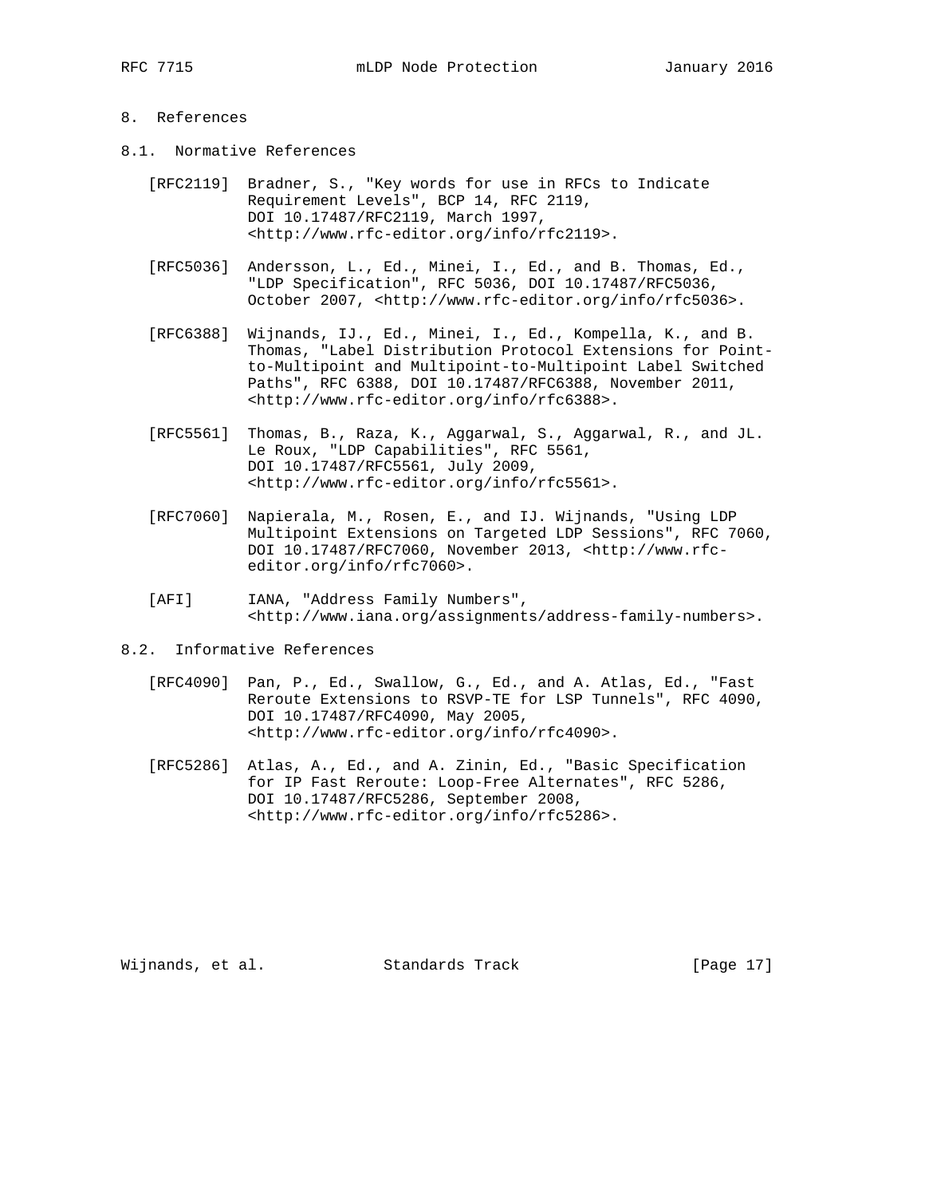## 8. References

### 8.1. Normative References

[RFC2119] Bradner, S., "Key words for use in RFCs to Indicate Requirement Levels", BCP 14, RFC 2119, DOI 10.17487/RFC2119, March 1997, <http://www.rfc-editor.org/info/rfc2119>.

[RFC5036] Andersson, L., Ed., Minei, I., Ed., and B. Thomas, Ed., "LDP Specification", RFC 5036, DOI 10.17487/RFC5036, October 2007, <http://www.rfc-editor.org/info/rfc5036>.

[RFC6388] Wijnands, IJ., Ed., Minei, I., Ed., Kompella, K., and B. Thomas, "Label Distribution Protocol Extensions for Point-to-Multipoint and Multipoint-to-Multipoint Label Switched Paths", RFC 6388, DOI 10.17487/RFC6388, November 2011, <http://www.rfc-editor.org/info/rfc6388>.

[RFC5561] Thomas, B., Raza, K., Aggarwal, S., Aggarwal, R., and JL. Le Roux, "LDP Capabilities", RFC 5561, DOI 10.17487/RFC5561, July 2009, <http://www.rfc-editor.org/info/rfc5561>.

[RFC7060] Napierala, M., Rosen, E., and IJ. Wijnands, "Using LDP Multipoint Extensions on Targeted LDP Sessions", RFC 7060, DOI 10.17487/RFC7060, November 2013, <http://www.rfc-editor.org/info/rfc7060>.

[AFI] IANA, "Address Family Numbers", <http://www.iana.org/assignments/address-family-numbers>.

### 8.2. Informative References

[RFC4090] Pan, P., Ed., Swallow, G., Ed., and A. Atlas, Ed., "Fast Reroute Extensions to RSVP-TE for LSP Tunnels", RFC 4090, DOI 10.17487/RFC4090, May 2005, <http://www.rfc-editor.org/info/rfc4090>.

[RFC5286] Atlas, A., Ed., and A. Zinin, Ed., "Basic Specification for IP Fast Reroute: Loop-Free Alternates", RFC 5286, DOI 10.17487/RFC5286, September 2008, <http://www.rfc-editor.org/info/rfc5286>.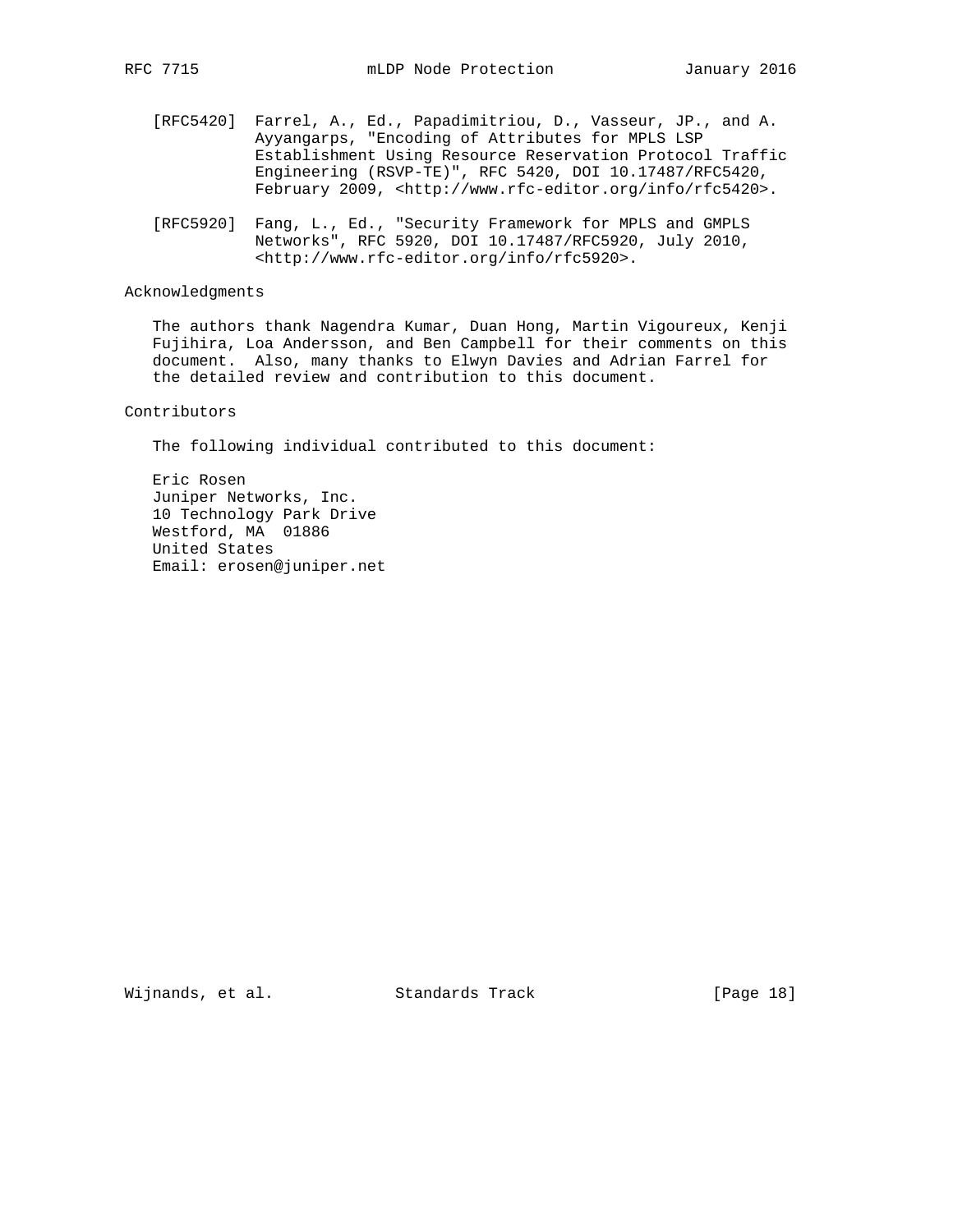[RFC5420] Farrel, A., Ed., Papadimitriou, D., Vasseur, JP., and A. Ayyangarps, "Encoding of Attributes for MPLS LSP Establishment Using Resource Reservation Protocol Traffic Engineering (RSVP-TE)", RFC 5420, DOI 10.17487/RFC5420, February 2009, <http://www.rfc-editor.org/info/rfc5420>.

[RFC5920] Fang, L., Ed., "Security Framework for MPLS and GMPLS Networks", RFC 5920, DOI 10.17487/RFC5920, July 2010, <http://www.rfc-editor.org/info/rfc5920>.

## Acknowledgments

The authors thank Nagendra Kumar, Duan Hong, Martin Vigoureux, Kenji Fujihira, Loa Andersson, and Ben Campbell for their comments on this document. Also, many thanks to Elwyn Davies and Adrian Farrel for the detailed review and contribution to this document.

## Contributors

The following individual contributed to this document:

Eric Rosen
Juniper Networks, Inc.
10 Technology Park Drive
Westford, MA 01886
United States
Email: erosen@juniper.net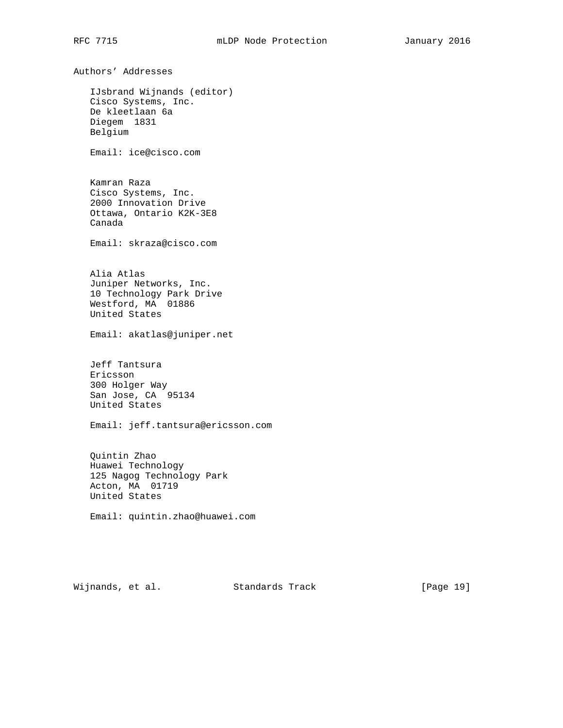## Authors' Addresses

IJsbrand Wijnands (editor)
Cisco Systems, Inc.
De kleetlaan 6a
Diegem 1831
Belgium

Email: ice@cisco.com

Kamran Raza
Cisco Systems, Inc.
2000 Innovation Drive
Ottawa, Ontario K2K-3E8
Canada

Email: skraza@cisco.com

Alia Atlas
Juniper Networks, Inc.
10 Technology Park Drive
Westford, MA 01886
United States

Email: akatlas@juniper.net

Jeff Tantsura
Ericsson
300 Holger Way
San Jose, CA 95134
United States

Email: jeff.tantsura@ericsson.com

Quintin Zhao
Huawei Technology
125 Nagog Technology Park
Acton, MA 01719
United States

Email: quintin.zhao@huawei.com